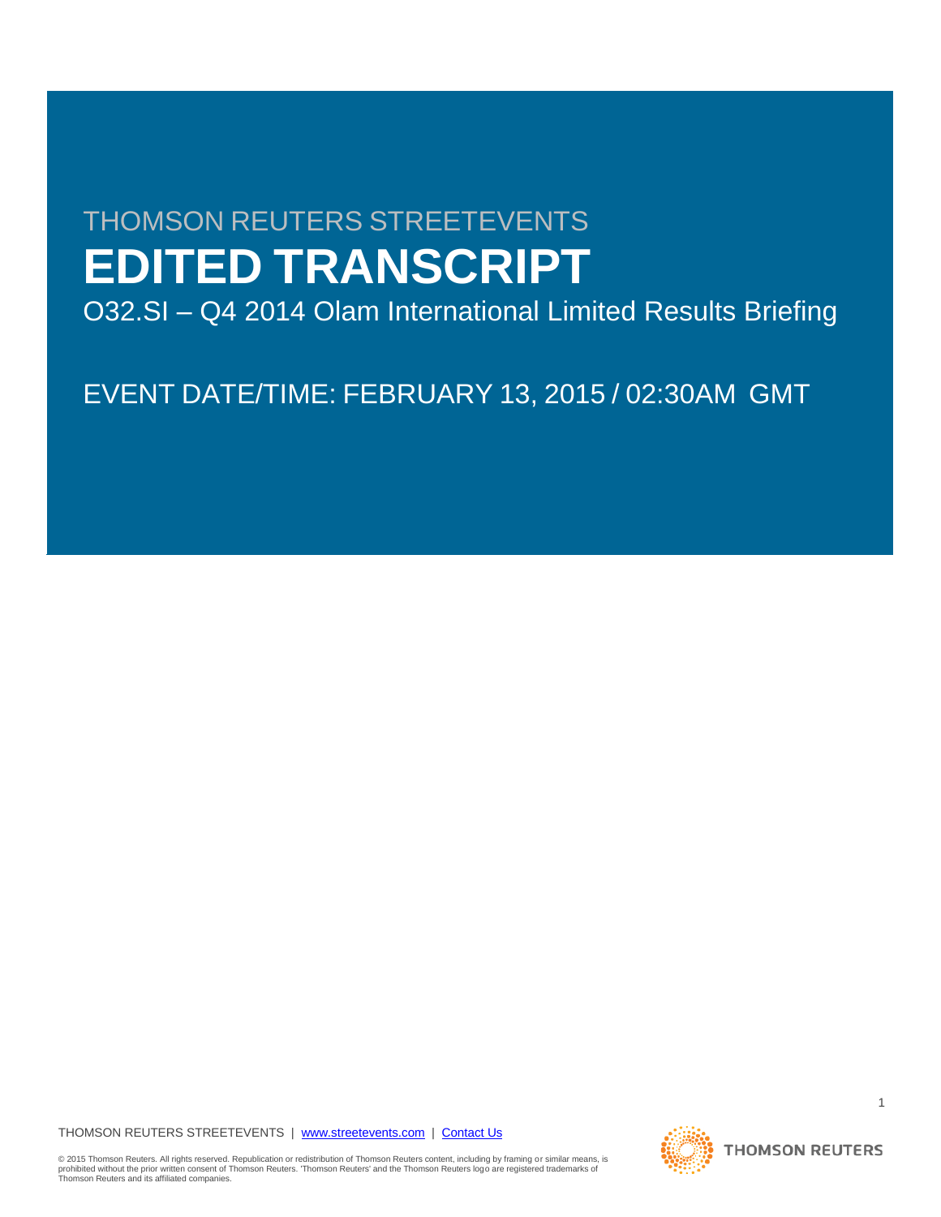THOMSON REUTERS STREETEVENTS

# EDITED TRANSCRIPT

O32.SI – Q4 2014 Olam International Limited Results Briefing

EVENT DATE/TIME: FEBRUARY 13, 2015 / 02:30AM GMT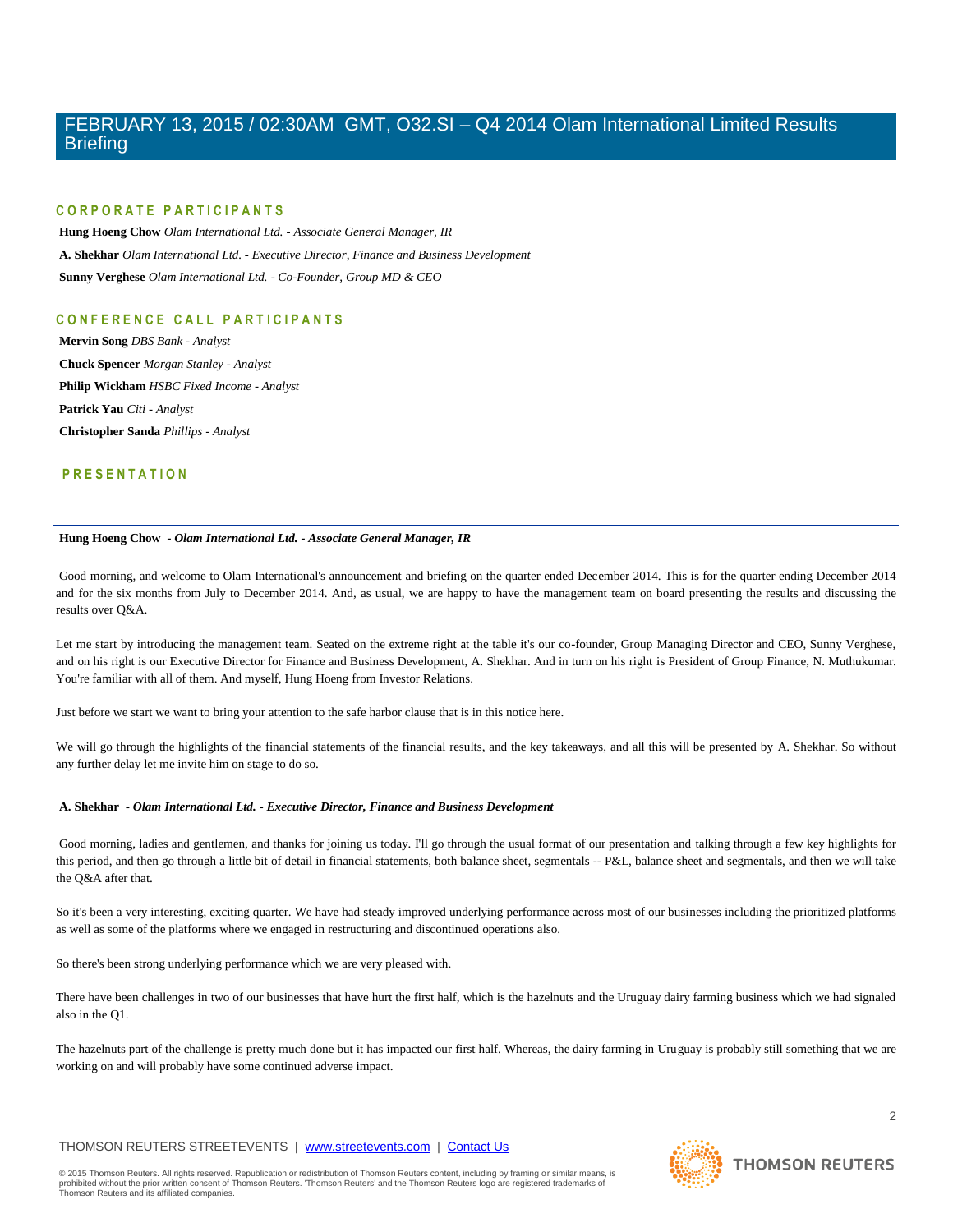## CORPORATE PARTICIPANTS

**Hung Hoeng Chow** *Olam International Ltd. - Associate General Manager, IR*

**A. Shekhar** *Olam International Ltd. - Executive Director, Finance and Business Development*

**Sunny Verghese** *Olam International Ltd. - Co-Founder, Group MD & CEO*

## CONFERENCE CALL PARTICIPANTS

**Mervin Song** *DBS Bank - Analyst*

**Chuck Spencer** *Morgan Stanley - Analyst*

**Philip Wickham** *HSBC Fixed Income - Analyst*

**Patrick Yau** *Citi - Analyst*

**Christopher Sanda** *Phillips - Analyst*

## PRESENTATION

---

**Hung Hoeng Chow** *- Olam International Ltd. - Associate General Manager, IR*

Good morning, and welcome to Olam International's announcement and briefing on the quarter ended December 2014. This is for the quarter ending December 2014 and for the six months from July to December 2014. And, as usual, we are happy to have the management team on board presenting the results and discussing the results over Q&A.

Let me start by introducing the management team. Seated on the extreme right at the table it's our co-founder, Group Managing Director and CEO, Sunny Verghese, and on his right is our Executive Director for Finance and Business Development, A. Shekhar. And in turn on his right is President of Group Finance, N. Muthukumar. You're familiar with all of them. And myself, Hung Hoeng from Investor Relations.

Just before we start we want to bring your attention to the safe harbor clause that is in this notice here.

We will go through the highlights of the financial statements of the financial results, and the key takeaways, and all this will be presented by A. Shekhar. So without any further delay let me invite him on stage to do so.

---

**A. Shekhar** *- Olam International Ltd. - Executive Director, Finance and Business Development*

Good morning, ladies and gentlemen, and thanks for joining us today. I'll go through the usual format of our presentation and talking through a few key highlights for this period, and then go through a little bit of detail in financial statements, both balance sheet, segmentals -- P&L, balance sheet and segmentals, and then we will take the Q&A after that.

So it's been a very interesting, exciting quarter. We have had steady improved underlying performance across most of our businesses including the prioritized platforms as well as some of the platforms where we engaged in restructuring and discontinued operations also.

So there's been strong underlying performance which we are very pleased with.

There have been challenges in two of our businesses that have hurt the first half, which is the hazelnuts and the Uruguay dairy farming business which we had signaled also in the Q1.

The hazelnuts part of the challenge is pretty much done but it has impacted our first half. Whereas, the dairy farming in Uruguay is probably still something that we are working on and will probably have some continued adverse impact.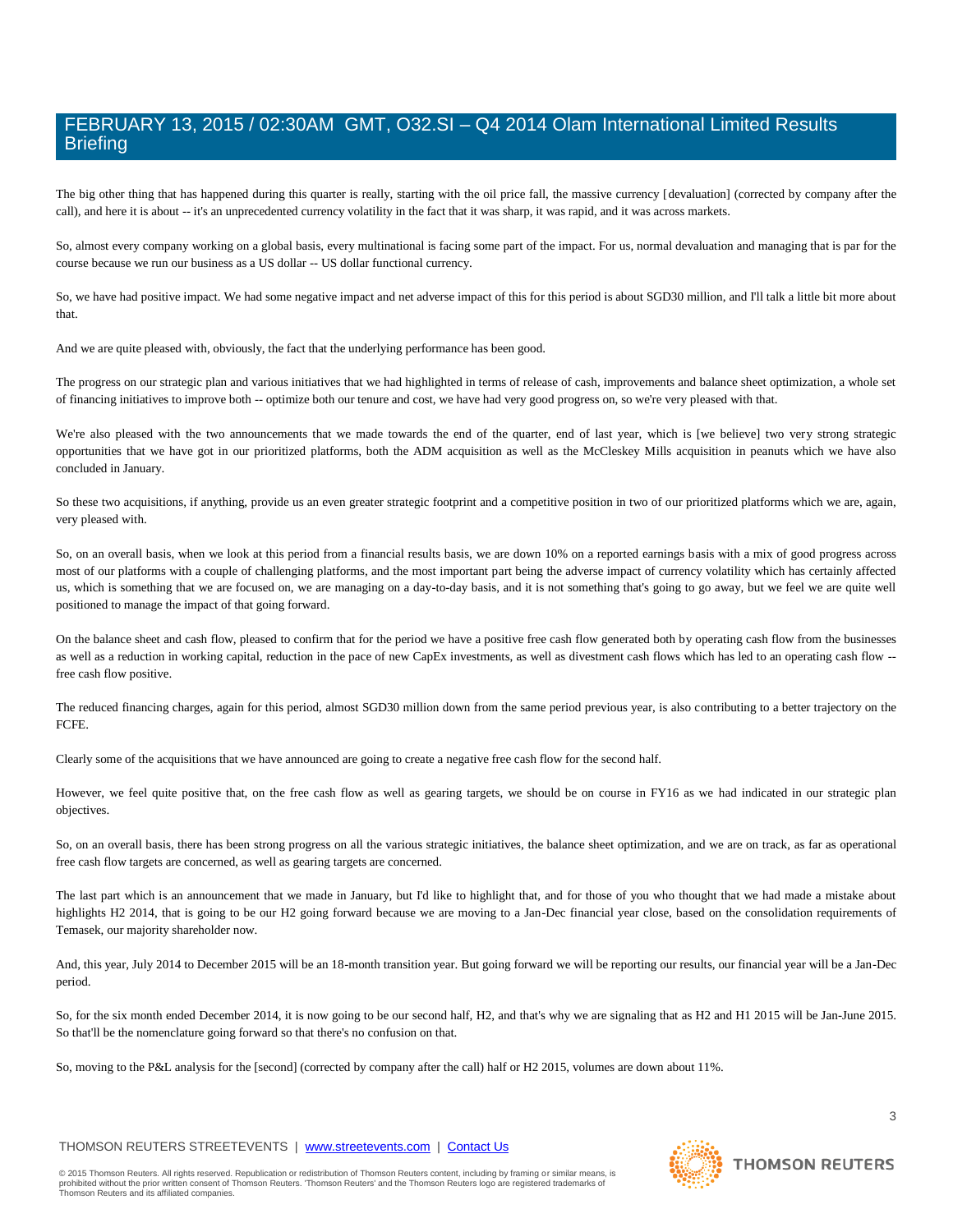The big other thing that has happened during this quarter is really, starting with the oil price fall, the massive currency [devaluation] (corrected by company after the call), and here it is about -- it's an unprecedented currency volatility in the fact that it was sharp, it was rapid, and it was across markets.

So, almost every company working on a global basis, every multinational is facing some part of the impact. For us, normal devaluation and managing that is par for the course because we run our business as a US dollar -- US dollar functional currency.

So, we have had positive impact. We had some negative impact and net adverse impact of this for this period is about SGD30 million, and I'll talk a little bit more about that.

And we are quite pleased with, obviously, the fact that the underlying performance has been good.

The progress on our strategic plan and various initiatives that we had highlighted in terms of release of cash, improvements and balance sheet optimization, a whole set of financing initiatives to improve both -- optimize both our tenure and cost, we have had very good progress on, so we're very pleased with that.

We're also pleased with the two announcements that we made towards the end of the quarter, end of last year, which is [we believe] two very strong strategic opportunities that we have got in our prioritized platforms, both the ADM acquisition as well as the McCleskey Mills acquisition in peanuts which we have also concluded in January.

So these two acquisitions, if anything, provide us an even greater strategic footprint and a competitive position in two of our prioritized platforms which we are, again, very pleased with.

So, on an overall basis, when we look at this period from a financial results basis, we are down 10% on a reported earnings basis with a mix of good progress across most of our platforms with a couple of challenging platforms, and the most important part being the adverse impact of currency volatility which has certainly affected us, which is something that we are focused on, we are managing on a day-to-day basis, and it is not something that's going to go away, but we feel we are quite well positioned to manage the impact of that going forward.

On the balance sheet and cash flow, pleased to confirm that for the period we have a positive free cash flow generated both by operating cash flow from the businesses as well as a reduction in working capital, reduction in the pace of new CapEx investments, as well as divestment cash flows which has led to an operating cash flow -- free cash flow positive.

The reduced financing charges, again for this period, almost SGD30 million down from the same period previous year, is also contributing to a better trajectory on the FCFE.

Clearly some of the acquisitions that we have announced are going to create a negative free cash flow for the second half.

However, we feel quite positive that, on the free cash flow as well as gearing targets, we should be on course in FY16 as we had indicated in our strategic plan objectives.

So, on an overall basis, there has been strong progress on all the various strategic initiatives, the balance sheet optimization, and we are on track, as far as operational free cash flow targets are concerned, as well as gearing targets are concerned.

The last part which is an announcement that we made in January, but I'd like to highlight that, and for those of you who thought that we had made a mistake about highlights H2 2014, that is going to be our H2 going forward because we are moving to a Jan-Dec financial year close, based on the consolidation requirements of Temasek, our majority shareholder now.

And, this year, July 2014 to December 2015 will be an 18-month transition year. But going forward we will be reporting our results, our financial year will be a Jan-Dec period.

So, for the six month ended December 2014, it is now going to be our second half, H2, and that's why we are signaling that as H2 and H1 2015 will be Jan-June 2015. So that'll be the nomenclature going forward so that there's no confusion on that.

So, moving to the P&L analysis for the [second] (corrected by company after the call) half or H2 2015, volumes are down about 11%.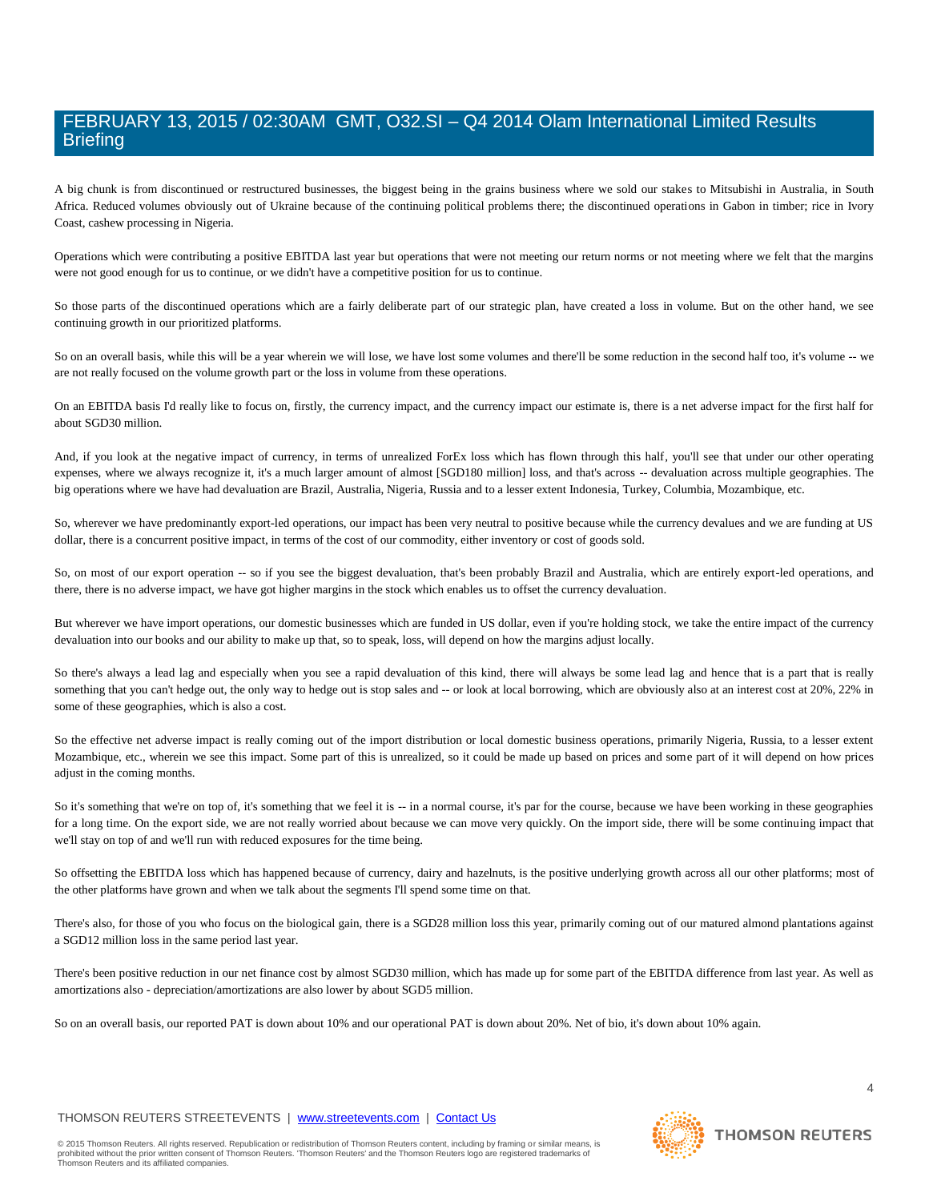A big chunk is from discontinued or restructured businesses, the biggest being in the grains business where we sold our stakes to Mitsubishi in Australia, in South Africa. Reduced volumes obviously out of Ukraine because of the continuing political problems there; the discontinued operations in Gabon in timber; rice in Ivory Coast, cashew processing in Nigeria.

Operations which were contributing a positive EBITDA last year but operations that were not meeting our return norms or not meeting where we felt that the margins were not good enough for us to continue, or we didn't have a competitive position for us to continue.

So those parts of the discontinued operations which are a fairly deliberate part of our strategic plan, have created a loss in volume. But on the other hand, we see continuing growth in our prioritized platforms.

So on an overall basis, while this will be a year wherein we will lose, we have lost some volumes and there'll be some reduction in the second half too, it's volume -- we are not really focused on the volume growth part or the loss in volume from these operations.

On an EBITDA basis I'd really like to focus on, firstly, the currency impact, and the currency impact our estimate is, there is a net adverse impact for the first half for about SGD30 million.

And, if you look at the negative impact of currency, in terms of unrealized ForEx loss which has flown through this half, you'll see that under our other operating expenses, where we always recognize it, it's a much larger amount of almost [SGD180 million] loss, and that's across -- devaluation across multiple geographies. The big operations where we have had devaluation are Brazil, Australia, Nigeria, Russia and to a lesser extent Indonesia, Turkey, Columbia, Mozambique, etc.

So, wherever we have predominantly export-led operations, our impact has been very neutral to positive because while the currency devalues and we are funding at US dollar, there is a concurrent positive impact, in terms of the cost of our commodity, either inventory or cost of goods sold.

So, on most of our export operation -- so if you see the biggest devaluation, that's been probably Brazil and Australia, which are entirely export-led operations, and there, there is no adverse impact, we have got higher margins in the stock which enables us to offset the currency devaluation.

But wherever we have import operations, our domestic businesses which are funded in US dollar, even if you're holding stock, we take the entire impact of the currency devaluation into our books and our ability to make up that, so to speak, loss, will depend on how the margins adjust locally.

So there's always a lead lag and especially when you see a rapid devaluation of this kind, there will always be some lead lag and hence that is a part that is really something that you can't hedge out, the only way to hedge out is stop sales and -- or look at local borrowing, which are obviously also at an interest cost at 20%, 22% in some of these geographies, which is also a cost.

So the effective net adverse impact is really coming out of the import distribution or local domestic business operations, primarily Nigeria, Russia, to a lesser extent Mozambique, etc., wherein we see this impact. Some part of this is unrealized, so it could be made up based on prices and some part of it will depend on how prices adjust in the coming months.

So it's something that we're on top of, it's something that we feel it is -- in a normal course, it's par for the course, because we have been working in these geographies for a long time. On the export side, we are not really worried about because we can move very quickly. On the import side, there will be some continuing impact that we'll stay on top of and we'll run with reduced exposures for the time being.

So offsetting the EBITDA loss which has happened because of currency, dairy and hazelnuts, is the positive underlying growth across all our other platforms; most of the other platforms have grown and when we talk about the segments I'll spend some time on that.

There's also, for those of you who focus on the biological gain, there is a SGD28 million loss this year, primarily coming out of our matured almond plantations against a SGD12 million loss in the same period last year.

There's been positive reduction in our net finance cost by almost SGD30 million, which has made up for some part of the EBITDA difference from last year. As well as amortizations also - depreciation/amortizations are also lower by about SGD5 million.

So on an overall basis, our reported PAT is down about 10% and our operational PAT is down about 20%. Net of bio, it's down about 10% again.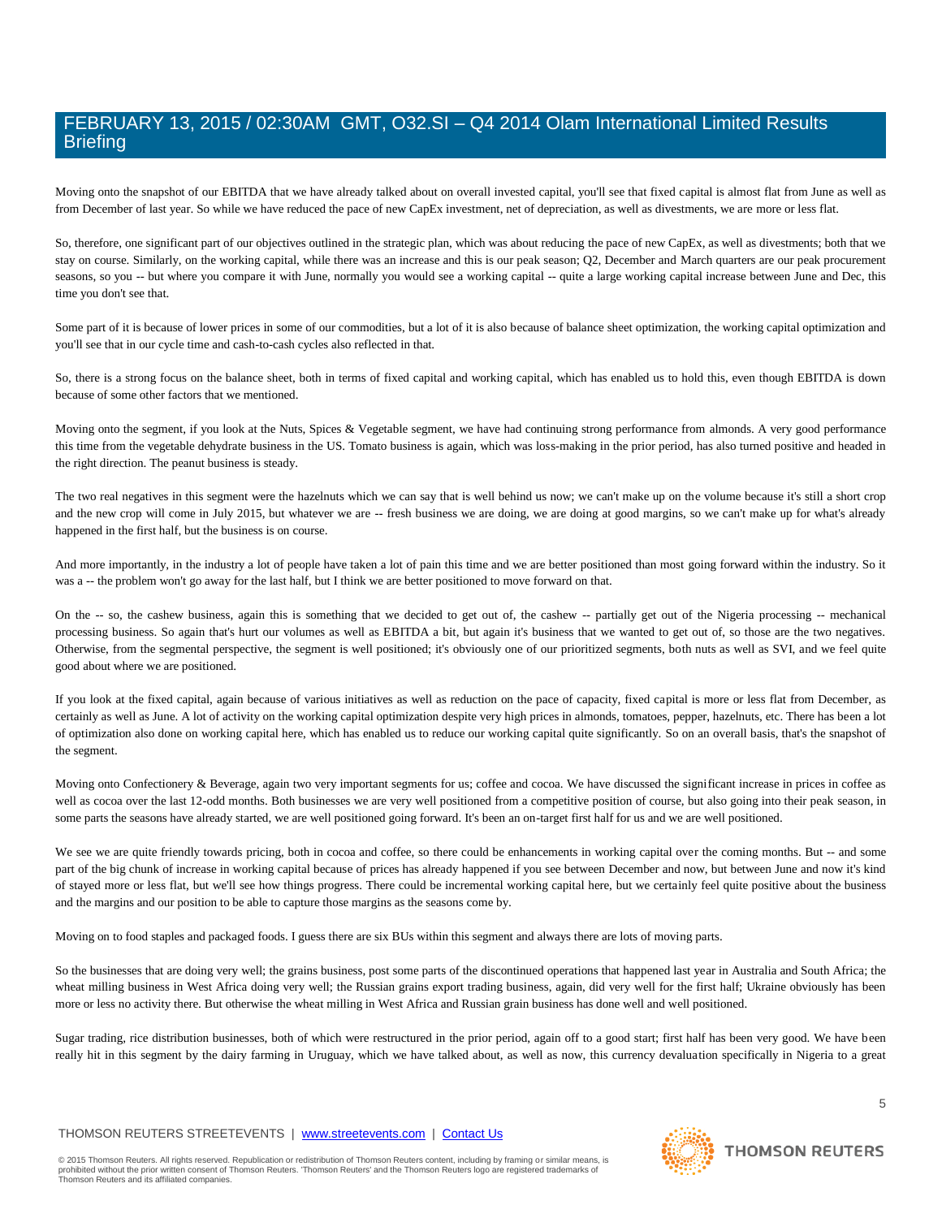Moving onto the snapshot of our EBITDA that we have already talked about on overall invested capital, you'll see that fixed capital is almost flat from June as well as from December of last year. So while we have reduced the pace of new CapEx investment, net of depreciation, as well as divestments, we are more or less flat.

So, therefore, one significant part of our objectives outlined in the strategic plan, which was about reducing the pace of new CapEx, as well as divestments; both that we stay on course. Similarly, on the working capital, while there was an increase and this is our peak season; Q2, December and March quarters are our peak procurement seasons, so you -- but where you compare it with June, normally you would see a working capital -- quite a large working capital increase between June and Dec, this time you don't see that.

Some part of it is because of lower prices in some of our commodities, but a lot of it is also because of balance sheet optimization, the working capital optimization and you'll see that in our cycle time and cash-to-cash cycles also reflected in that.

So, there is a strong focus on the balance sheet, both in terms of fixed capital and working capital, which has enabled us to hold this, even though EBITDA is down because of some other factors that we mentioned.

Moving onto the segment, if you look at the Nuts, Spices & Vegetable segment, we have had continuing strong performance from almonds. A very good performance this time from the vegetable dehydrate business in the US. Tomato business is again, which was loss-making in the prior period, has also turned positive and headed in the right direction. The peanut business is steady.

The two real negatives in this segment were the hazelnuts which we can say that is well behind us now; we can't make up on the volume because it's still a short crop and the new crop will come in July 2015, but whatever we are -- fresh business we are doing, we are doing at good margins, so we can't make up for what's already happened in the first half, but the business is on course.

And more importantly, in the industry a lot of people have taken a lot of pain this time and we are better positioned than most going forward within the industry. So it was a -- the problem won't go away for the last half, but I think we are better positioned to move forward on that.

On the -- so, the cashew business, again this is something that we decided to get out of, the cashew -- partially get out of the Nigeria processing -- mechanical processing business. So again that's hurt our volumes as well as EBITDA a bit, but again it's business that we wanted to get out of, so those are the two negatives. Otherwise, from the segmental perspective, the segment is well positioned; it's obviously one of our prioritized segments, both nuts as well as SVI, and we feel quite good about where we are positioned.

If you look at the fixed capital, again because of various initiatives as well as reduction on the pace of capacity, fixed capital is more or less flat from December, as certainly as well as June. A lot of activity on the working capital optimization despite very high prices in almonds, tomatoes, pepper, hazelnuts, etc. There has been a lot of optimization also done on working capital here, which has enabled us to reduce our working capital quite significantly. So on an overall basis, that's the snapshot of the segment.

Moving onto Confectionery & Beverage, again two very important segments for us; coffee and cocoa. We have discussed the significant increase in prices in coffee as well as cocoa over the last 12-odd months. Both businesses we are very well positioned from a competitive position of course, but also going into their peak season, in some parts the seasons have already started, we are well positioned going forward. It's been an on-target first half for us and we are well positioned.

We see we are quite friendly towards pricing, both in cocoa and coffee, so there could be enhancements in working capital over the coming months. But -- and some part of the big chunk of increase in working capital because of prices has already happened if you see between December and now, but between June and now it's kind of stayed more or less flat, but we'll see how things progress. There could be incremental working capital here, but we certainly feel quite positive about the business and the margins and our position to be able to capture those margins as the seasons come by.

Moving on to food staples and packaged foods. I guess there are six BUs within this segment and always there are lots of moving parts.

So the businesses that are doing very well; the grains business, post some parts of the discontinued operations that happened last year in Australia and South Africa; the wheat milling business in West Africa doing very well; the Russian grains export trading business, again, did very well for the first half; Ukraine obviously has been more or less no activity there. But otherwise the wheat milling in West Africa and Russian grain business has done well and well positioned.

Sugar trading, rice distribution businesses, both of which were restructured in the prior period, again off to a good start; first half has been very good. We have been really hit in this segment by the dairy farming in Uruguay, which we have talked about, as well as now, this currency devaluation specifically in Nigeria to a great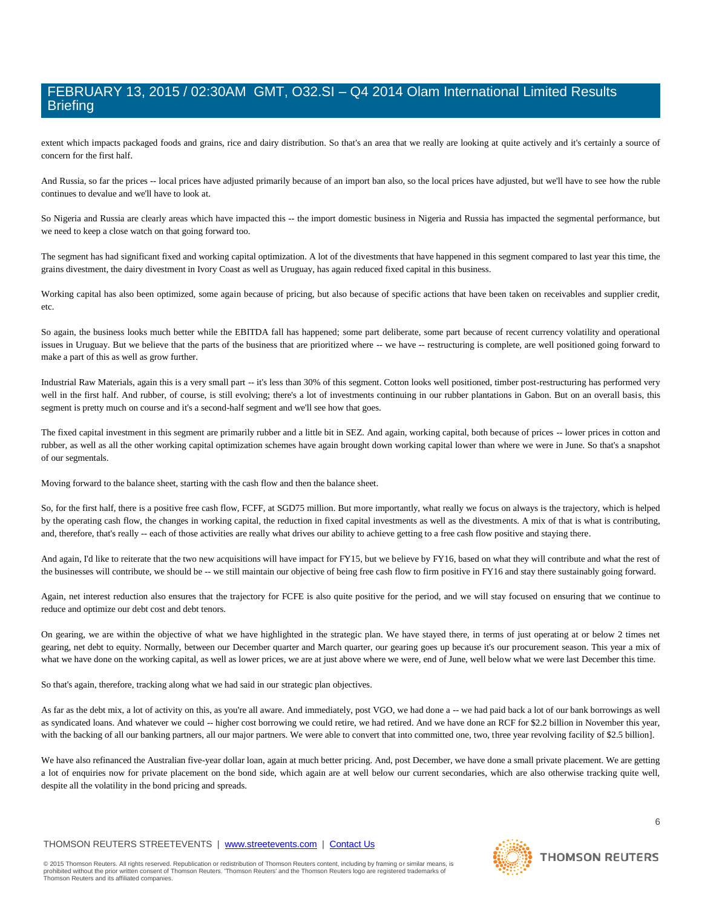extent which impacts packaged foods and grains, rice and dairy distribution. So that's an area that we really are looking at quite actively and it's certainly a source of concern for the first half.

And Russia, so far the prices -- local prices have adjusted primarily because of an import ban also, so the local prices have adjusted, but we'll have to see how the ruble continues to devalue and we'll have to look at.

So Nigeria and Russia are clearly areas which have impacted this -- the import domestic business in Nigeria and Russia has impacted the segmental performance, but we need to keep a close watch on that going forward too.

The segment has had significant fixed and working capital optimization. A lot of the divestments that have happened in this segment compared to last year this time, the grains divestment, the dairy divestment in Ivory Coast as well as Uruguay, has again reduced fixed capital in this business.

Working capital has also been optimized, some again because of pricing, but also because of specific actions that have been taken on receivables and supplier credit, etc.

So again, the business looks much better while the EBITDA fall has happened; some part deliberate, some part because of recent currency volatility and operational issues in Uruguay. But we believe that the parts of the business that are prioritized where -- we have -- restructuring is complete, are well positioned going forward to make a part of this as well as grow further.

Industrial Raw Materials, again this is a very small part -- it's less than 30% of this segment. Cotton looks well positioned, timber post-restructuring has performed very well in the first half. And rubber, of course, is still evolving; there's a lot of investments continuing in our rubber plantations in Gabon. But on an overall basis, this segment is pretty much on course and it's a second-half segment and we'll see how that goes.

The fixed capital investment in this segment are primarily rubber and a little bit in SEZ. And again, working capital, both because of prices -- lower prices in cotton and rubber, as well as all the other working capital optimization schemes have again brought down working capital lower than where we were in June. So that's a snapshot of our segmentals.

Moving forward to the balance sheet, starting with the cash flow and then the balance sheet.

So, for the first half, there is a positive free cash flow, FCFF, at SGD75 million. But more importantly, what really we focus on always is the trajectory, which is helped by the operating cash flow, the changes in working capital, the reduction in fixed capital investments as well as the divestments. A mix of that is what is contributing, and, therefore, that's really -- each of those activities are really what drives our ability to achieve getting to a free cash flow positive and staying there.

And again, I'd like to reiterate that the two new acquisitions will have impact for FY15, but we believe by FY16, based on what they will contribute and what the rest of the businesses will contribute, we should be -- we still maintain our objective of being free cash flow to firm positive in FY16 and stay there sustainably going forward.

Again, net interest reduction also ensures that the trajectory for FCFE is also quite positive for the period, and we will stay focused on ensuring that we continue to reduce and optimize our debt cost and debt tenors.

On gearing, we are within the objective of what we have highlighted in the strategic plan. We have stayed there, in terms of just operating at or below 2 times net gearing, net debt to equity. Normally, between our December quarter and March quarter, our gearing goes up because it's our procurement season. This year a mix of what we have done on the working capital, as well as lower prices, we are at just above where we were, end of June, well below what we were last December this time.

So that's again, therefore, tracking along what we had said in our strategic plan objectives.

As far as the debt mix, a lot of activity on this, as you're all aware. And immediately, post VGO, we had done a -- we had paid back a lot of our bank borrowings as well as syndicated loans. And whatever we could -- higher cost borrowing we could retire, we had retired. And we have done an RCF for $2.2 billion in November this year, with the backing of all our banking partners, all our major partners. We were able to convert that into committed one, two, three year revolving facility of $2.5 billion].

We have also refinanced the Australian five-year dollar loan, again at much better pricing. And, post December, we have done a small private placement. We are getting a lot of enquiries now for private placement on the bond side, which again are at well below our current secondaries, which are also otherwise tracking quite well, despite all the volatility in the bond pricing and spreads.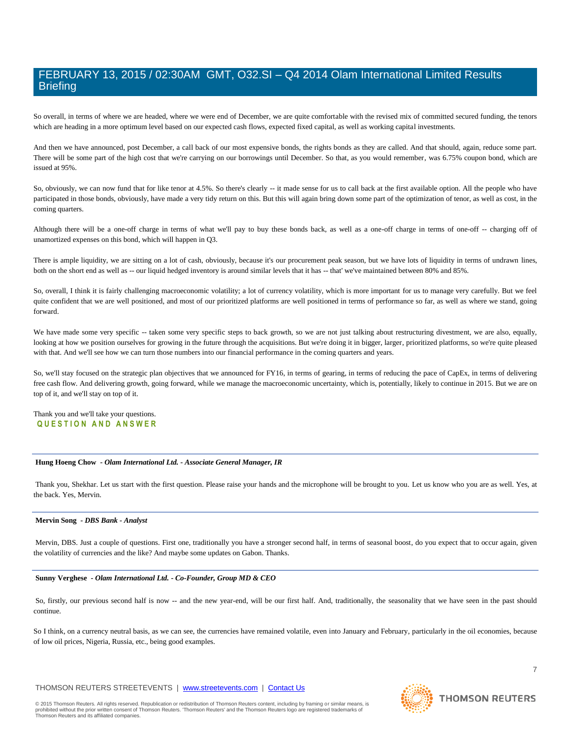So overall, in terms of where we are headed, where we were end of December, we are quite comfortable with the revised mix of committed secured funding, the tenors which are heading in a more optimum level based on our expected cash flows, expected fixed capital, as well as working capital investments.

And then we have announced, post December, a call back of our most expensive bonds, the rights bonds as they are called. And that should, again, reduce some part. There will be some part of the high cost that we're carrying on our borrowings until December. So that, as you would remember, was 6.75% coupon bond, which are issued at 95%.

So, obviously, we can now fund that for like tenor at 4.5%. So there's clearly -- it made sense for us to call back at the first available option. All the people who have participated in those bonds, obviously, have made a very tidy return on this. But this will again bring down some part of the optimization of tenor, as well as cost, in the coming quarters.

Although there will be a one-off charge in terms of what we'll pay to buy these bonds back, as well as a one-off charge in terms of one-off -- charging off of unamortized expenses on this bond, which will happen in Q3.

There is ample liquidity, we are sitting on a lot of cash, obviously, because it's our procurement peak season, but we have lots of liquidity in terms of undrawn lines, both on the short end as well as -- our liquid hedged inventory is around similar levels that it has -- that' we've maintained between 80% and 85%.

So, overall, I think it is fairly challenging macroeconomic volatility; a lot of currency volatility, which is more important for us to manage very carefully. But we feel quite confident that we are well positioned, and most of our prioritized platforms are well positioned in terms of performance so far, as well as where we stand, going forward.

We have made some very specific -- taken some very specific steps to back growth, so we are not just talking about restructuring divestment, we are also, equally, looking at how we position ourselves for growing in the future through the acquisitions. But we're doing it in bigger, larger, prioritized platforms, so we're quite pleased with that. And we'll see how we can turn those numbers into our financial performance in the coming quarters and years.

So, we'll stay focused on the strategic plan objectives that we announced for FY16, in terms of gearing, in terms of reducing the pace of CapEx, in terms of delivering free cash flow. And delivering growth, going forward, while we manage the macroeconomic uncertainty, which is, potentially, likely to continue in 2015. But we are on top of it, and we'll stay on top of it.

Thank you and we'll take your questions.

## QUESTION AND ANSWER

---

**Hung Hoeng Chow** *- Olam International Ltd. - Associate General Manager, IR*

Thank you, Shekhar. Let us start with the first question. Please raise your hands and the microphone will be brought to you. Let us know who you are as well. Yes, at the back. Yes, Mervin.

---

**Mervin Song** *- DBS Bank - Analyst*

Mervin, DBS. Just a couple of questions. First one, traditionally you have a stronger second half, in terms of seasonal boost, do you expect that to occur again, given the volatility of currencies and the like? And maybe some updates on Gabon. Thanks.

---

**Sunny Verghese** *- Olam International Ltd. - Co-Founder, Group MD & CEO*

So, firstly, our previous second half is now -- and the new year-end, will be our first half. And, traditionally, the seasonality that we have seen in the past should continue.

So I think, on a currency neutral basis, as we can see, the currencies have remained volatile, even into January and February, particularly in the oil economies, because of low oil prices, Nigeria, Russia, etc., being good examples.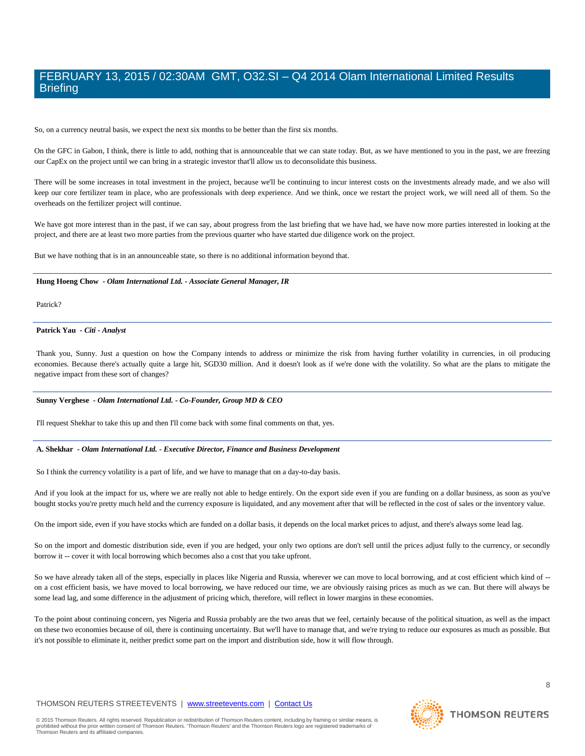So, on a currency neutral basis, we expect the next six months to be better than the first six months.

On the GFC in Gabon, I think, there is little to add, nothing that is announceable that we can state today. But, as we have mentioned to you in the past, we are freezing our CapEx on the project until we can bring in a strategic investor that'll allow us to deconsolidate this business.

There will be some increases in total investment in the project, because we'll be continuing to incur interest costs on the investments already made, and we also will keep our core fertilizer team in place, who are professionals with deep experience. And we think, once we restart the project work, we will need all of them. So the overheads on the fertilizer project will continue.

We have got more interest than in the past, if we can say, about progress from the last briefing that we have had, we have now more parties interested in looking at the project, and there are at least two more parties from the previous quarter who have started due diligence work on the project.

But we have nothing that is in an announceable state, so there is no additional information beyond that.

---

**Hung Hoeng Chow** - ***Olam International Ltd. - Associate General Manager, IR***

Patrick?

---

**Patrick Yau** - ***Citi - Analyst***

Thank you, Sunny. Just a question on how the Company intends to address or minimize the risk from having further volatility in currencies, in oil producing economies. Because there's actually quite a large hit, SGD30 million. And it doesn't look as if we're done with the volatility. So what are the plans to mitigate the negative impact from these sort of changes?

---

**Sunny Verghese** - ***Olam International Ltd. - Co-Founder, Group MD & CEO***

I'll request Shekhar to take this up and then I'll come back with some final comments on that, yes.

---

**A. Shekhar** - ***Olam International Ltd. - Executive Director, Finance and Business Development***

So I think the currency volatility is a part of life, and we have to manage that on a day-to-day basis.

And if you look at the impact for us, where we are really not able to hedge entirely. On the export side even if you are funding on a dollar business, as soon as you've bought stocks you're pretty much held and the currency exposure is liquidated, and any movement after that will be reflected in the cost of sales or the inventory value.

On the import side, even if you have stocks which are funded on a dollar basis, it depends on the local market prices to adjust, and there's always some lead lag.

So on the import and domestic distribution side, even if you are hedged, your only two options are don't sell until the prices adjust fully to the currency, or secondly borrow it -- cover it with local borrowing which becomes also a cost that you take upfront.

So we have already taken all of the steps, especially in places like Nigeria and Russia, wherever we can move to local borrowing, and at cost efficient which kind of -- on a cost efficient basis, we have moved to local borrowing, we have reduced our time, we are obviously raising prices as much as we can. But there will always be some lead lag, and some difference in the adjustment of pricing which, therefore, will reflect in lower margins in these economies.

To the point about continuing concern, yes Nigeria and Russia probably are the two areas that we feel, certainly because of the political situation, as well as the impact on these two economies because of oil, there is continuing uncertainty. But we'll have to manage that, and we're trying to reduce our exposures as much as possible. But it's not possible to eliminate it, neither predict some part on the import and distribution side, how it will flow through.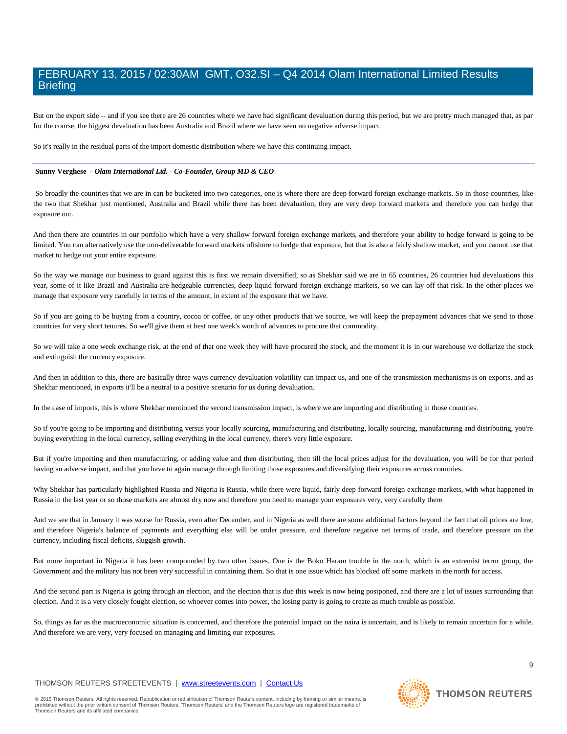But on the export side -- and if you see there are 26 countries where we have had significant devaluation during this period, but we are pretty much managed that, as par for the course, the biggest devaluation has been Australia and Brazil where we have seen no negative adverse impact.

So it's really in the residual parts of the import domestic distribution where we have this continuing impact.

---

**Sunny Verghese** - ***Olam International Ltd. - Co-Founder, Group MD & CEO***

So broadly the countries that we are in can be bucketed into two categories, one is where there are deep forward foreign exchange markets. So in those countries, like the two that Shekhar just mentioned, Australia and Brazil while there has been devaluation, they are very deep forward markets and therefore you can hedge that exposure out.

And then there are countries in our portfolio which have a very shallow forward foreign exchange markets, and therefore your ability to hedge forward is going to be limited. You can alternatively use the non-deliverable forward markets offshore to hedge that exposure, but that is also a fairly shallow market, and you cannot use that market to hedge out your entire exposure.

So the way we manage our business to guard against this is first we remain diversified, so as Shekhar said we are in 65 countries, 26 countries had devaluations this year, some of it like Brazil and Australia are hedgeable currencies, deep liquid forward foreign exchange markets, so we can lay off that risk. In the other places we manage that exposure very carefully in terms of the amount, in extent of the exposure that we have.

So if you are going to be buying from a country, cocoa or coffee, or any other products that we source, we will keep the prepayment advances that we send to those countries for very short tenures. So we'll give them at best one week's worth of advances to procure that commodity.

So we will take a one week exchange risk, at the end of that one week they will have procured the stock, and the moment it is in our warehouse we dollarize the stock and extinguish the currency exposure.

And then in addition to this, there are basically three ways currency devaluation volatility can impact us, and one of the transmission mechanisms is on exports, and as Shekhar mentioned, in exports it'll be a neutral to a positive scenario for us during devaluation.

In the case of imports, this is where Shekhar mentioned the second transmission impact, is where we are importing and distributing in those countries.

So if you're going to be importing and distributing versus your locally sourcing, manufacturing and distributing, locally sourcing, manufacturing and distributing, you're buying everything in the local currency, selling everything in the local currency, there's very little exposure.

But if you're importing and then manufacturing, or adding value and then distributing, then till the local prices adjust for the devaluation, you will be for that period having an adverse impact, and that you have to again manage through limiting those exposures and diversifying their exposures across countries.

Why Shekhar has particularly highlighted Russia and Nigeria is Russia, while there were liquid, fairly deep forward foreign exchange markets, with what happened in Russia in the last year or so those markets are almost dry now and therefore you need to manage your exposures very, very carefully there.

And we see that in January it was worse for Russia, even after December, and in Nigeria as well there are some additional factors beyond the fact that oil prices are low, and therefore Nigeria's balance of payments and everything else will be under pressure, and therefore negative net terms of trade, and therefore pressure on the currency, including fiscal deficits, sluggish growth.

But more important in Nigeria it has been compounded by two other issues. One is the Boko Haram trouble in the north, which is an extremist terror group, the Government and the military has not been very successful in containing them. So that is one issue which has blocked off some markets in the north for access.

And the second part is Nigeria is going through an election, and the election that is due this week is now being postponed, and there are a lot of issues surrounding that election. And it is a very closely fought election, so whoever comes into power, the losing party is going to create as much trouble as possible.

So, things as far as the macroeconomic situation is concerned, and therefore the potential impact on the naira is uncertain, and is likely to remain uncertain for a while. And therefore we are very, very focused on managing and limiting our exposures.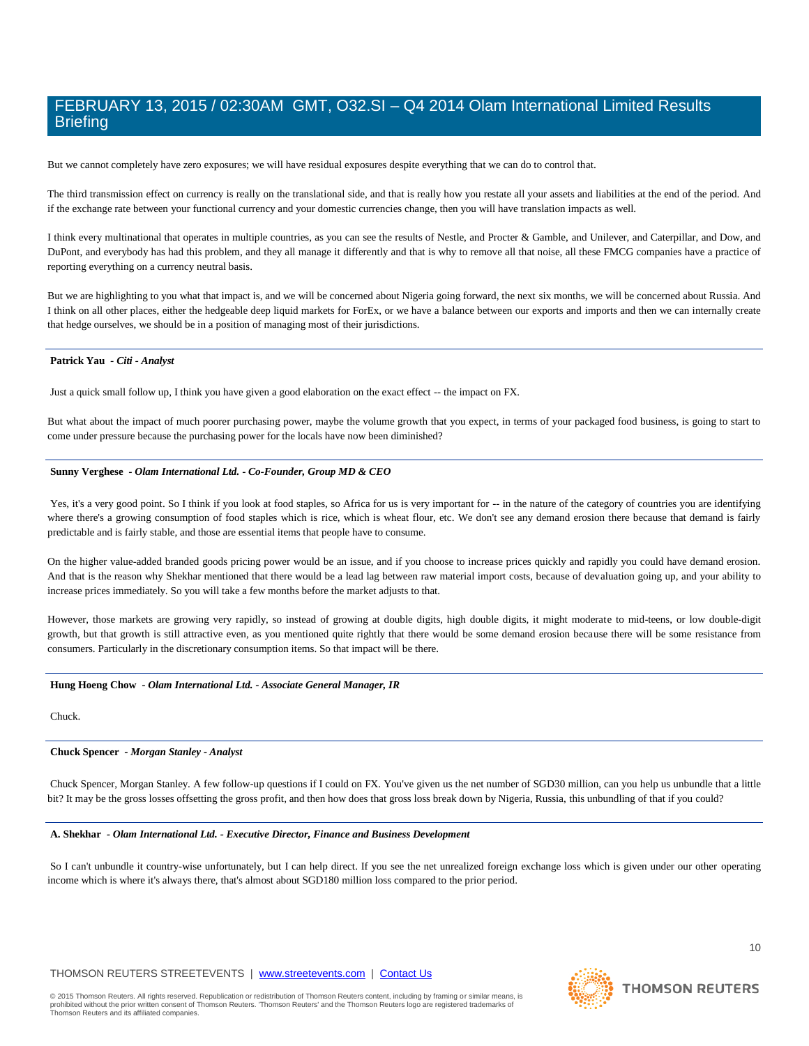But we cannot completely have zero exposures; we will have residual exposures despite everything that we can do to control that.

The third transmission effect on currency is really on the translational side, and that is really how you restate all your assets and liabilities at the end of the period. And if the exchange rate between your functional currency and your domestic currencies change, then you will have translation impacts as well.

I think every multinational that operates in multiple countries, as you can see the results of Nestle, and Procter & Gamble, and Unilever, and Caterpillar, and Dow, and DuPont, and everybody has had this problem, and they all manage it differently and that is why to remove all that noise, all these FMCG companies have a practice of reporting everything on a currency neutral basis.

But we are highlighting to you what that impact is, and we will be concerned about Nigeria going forward, the next six months, we will be concerned about Russia. And I think on all other places, either the hedgeable deep liquid markets for ForEx, or we have a balance between our exports and imports and then we can internally create that hedge ourselves, we should be in a position of managing most of their jurisdictions.

---

**Patrick Yau** *- Citi - Analyst*

Just a quick small follow up, I think you have given a good elaboration on the exact effect -- the impact on FX.

But what about the impact of much poorer purchasing power, maybe the volume growth that you expect, in terms of your packaged food business, is going to start to come under pressure because the purchasing power for the locals have now been diminished?

---

**Sunny Verghese** *- Olam International Ltd. - Co-Founder, Group MD & CEO*

Yes, it's a very good point. So I think if you look at food staples, so Africa for us is very important for -- in the nature of the category of countries you are identifying where there's a growing consumption of food staples which is rice, which is wheat flour, etc. We don't see any demand erosion there because that demand is fairly predictable and is fairly stable, and those are essential items that people have to consume.

On the higher value-added branded goods pricing power would be an issue, and if you choose to increase prices quickly and rapidly you could have demand erosion. And that is the reason why Shekhar mentioned that there would be a lead lag between raw material import costs, because of devaluation going up, and your ability to increase prices immediately. So you will take a few months before the market adjusts to that.

However, those markets are growing very rapidly, so instead of growing at double digits, high double digits, it might moderate to mid-teens, or low double-digit growth, but that growth is still attractive even, as you mentioned quite rightly that there would be some demand erosion because there will be some resistance from consumers. Particularly in the discretionary consumption items. So that impact will be there.

---

**Hung Hoeng Chow** *- Olam International Ltd. - Associate General Manager, IR*

Chuck.

---

**Chuck Spencer** *- Morgan Stanley - Analyst*

Chuck Spencer, Morgan Stanley. A few follow-up questions if I could on FX. You've given us the net number of SGD30 million, can you help us unbundle that a little bit? It may be the gross losses offsetting the gross profit, and then how does that gross loss break down by Nigeria, Russia, this unbundling of that if you could?

---

**A. Shekhar** *- Olam International Ltd. - Executive Director, Finance and Business Development*

So I can't unbundle it country-wise unfortunately, but I can help direct. If you see the net unrealized foreign exchange loss which is given under our other operating income which is where it's always there, that's almost about SGD180 million loss compared to the prior period.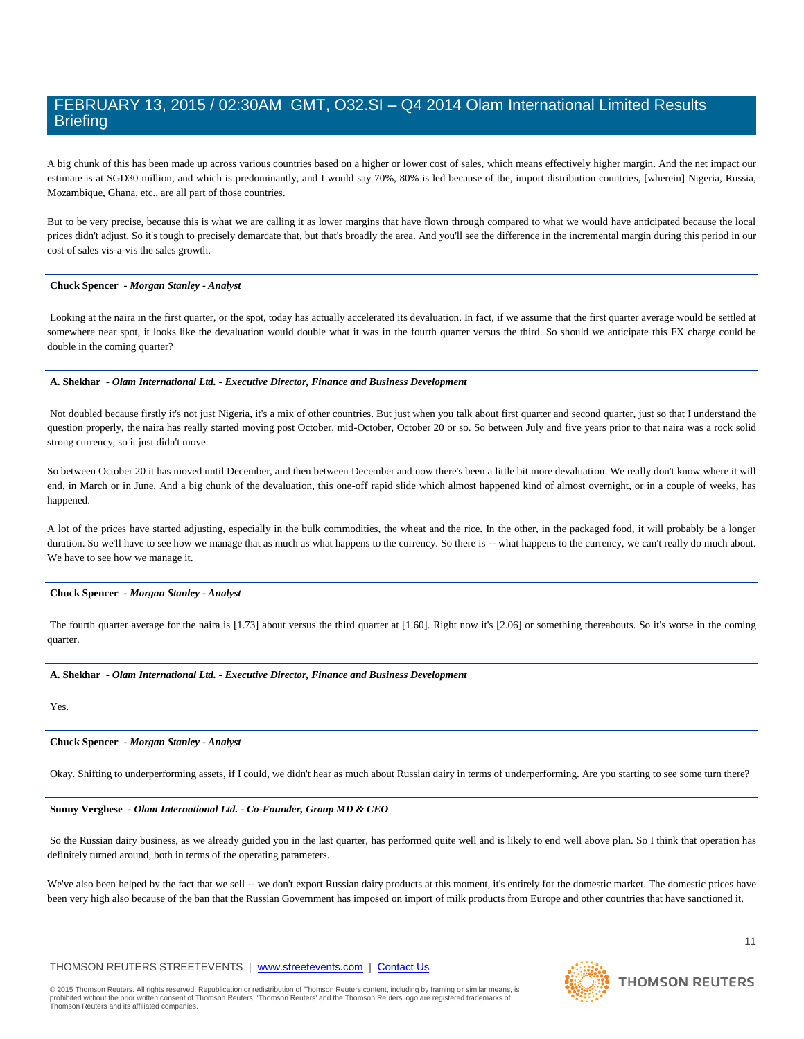A big chunk of this has been made up across various countries based on a higher or lower cost of sales, which means effectively higher margin. And the net impact our estimate is at SGD30 million, and which is predominantly, and I would say 70%, 80% is led because of the, import distribution countries, [wherein] Nigeria, Russia, Mozambique, Ghana, etc., are all part of those countries.

But to be very precise, because this is what we are calling it as lower margins that have flown through compared to what we would have anticipated because the local prices didn't adjust. So it's tough to precisely demarcate that, but that's broadly the area. And you'll see the difference in the incremental margin during this period in our cost of sales vis-a-vis the sales growth.

---

**Chuck Spencer** *- Morgan Stanley - Analyst*

Looking at the naira in the first quarter, or the spot, today has actually accelerated its devaluation. In fact, if we assume that the first quarter average would be settled at somewhere near spot, it looks like the devaluation would double what it was in the fourth quarter versus the third. So should we anticipate this FX charge could be double in the coming quarter?

---

**A. Shekhar** *- Olam International Ltd. - Executive Director, Finance and Business Development*

Not doubled because firstly it's not just Nigeria, it's a mix of other countries. But just when you talk about first quarter and second quarter, just so that I understand the question properly, the naira has really started moving post October, mid-October, October 20 or so. So between July and five years prior to that naira was a rock solid strong currency, so it just didn't move.

So between October 20 it has moved until December, and then between December and now there's been a little bit more devaluation. We really don't know where it will end, in March or in June. And a big chunk of the devaluation, this one-off rapid slide which almost happened kind of almost overnight, or in a couple of weeks, has happened.

A lot of the prices have started adjusting, especially in the bulk commodities, the wheat and the rice. In the other, in the packaged food, it will probably be a longer duration. So we'll have to see how we manage that as much as what happens to the currency. So there is -- what happens to the currency, we can't really do much about. We have to see how we manage it.

---

**Chuck Spencer** *- Morgan Stanley - Analyst*

The fourth quarter average for the naira is [1.73] about versus the third quarter at [1.60]. Right now it's [2.06] or something thereabouts. So it's worse in the coming quarter.

---

**A. Shekhar** *- Olam International Ltd. - Executive Director, Finance and Business Development*

Yes.

---

**Chuck Spencer** *- Morgan Stanley - Analyst*

Okay. Shifting to underperforming assets, if I could, we didn't hear as much about Russian dairy in terms of underperforming. Are you starting to see some turn there?

---

**Sunny Verghese** *- Olam International Ltd. - Co-Founder, Group MD & CEO*

So the Russian dairy business, as we already guided you in the last quarter, has performed quite well and is likely to end well above plan. So I think that operation has definitely turned around, both in terms of the operating parameters.

We've also been helped by the fact that we sell -- we don't export Russian dairy products at this moment, it's entirely for the domestic market. The domestic prices have been very high also because of the ban that the Russian Government has imposed on import of milk products from Europe and other countries that have sanctioned it.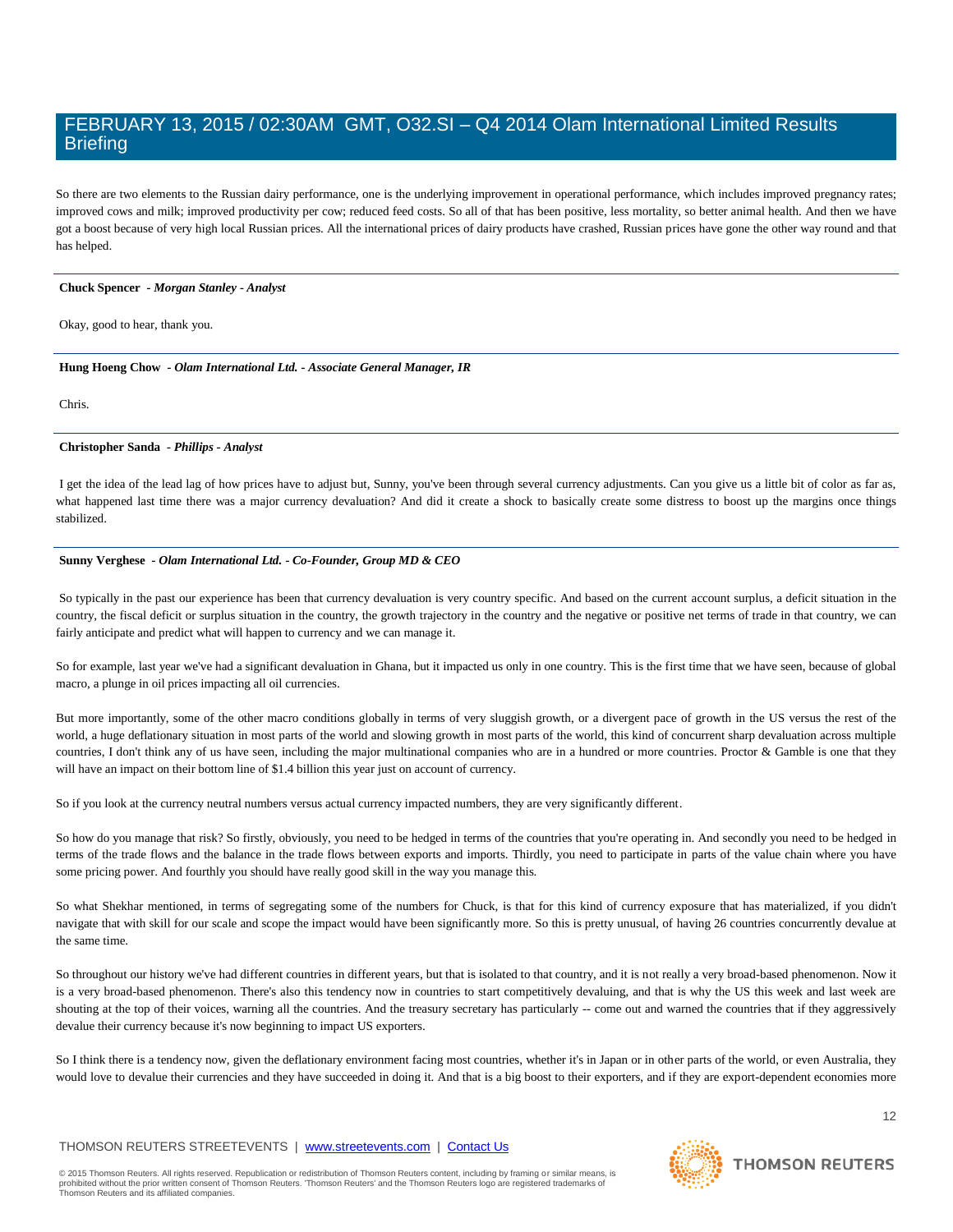So there are two elements to the Russian dairy performance, one is the underlying improvement in operational performance, which includes improved pregnancy rates; improved cows and milk; improved productivity per cow; reduced feed costs. So all of that has been positive, less mortality, so better animal health. And then we have got a boost because of very high local Russian prices. All the international prices of dairy products have crashed, Russian prices have gone the other way round and that has helped.

---

**Chuck Spencer** - ***Morgan Stanley - Analyst***

Okay, good to hear, thank you.

---

**Hung Hoeng Chow** - ***Olam International Ltd. - Associate General Manager, IR***

Chris.

---

**Christopher Sanda** - ***Phillips - Analyst***

I get the idea of the lead lag of how prices have to adjust but, Sunny, you've been through several currency adjustments. Can you give us a little bit of color as far as, what happened last time there was a major currency devaluation? And did it create a shock to basically create some distress to boost up the margins once things stabilized.

---

**Sunny Verghese** - ***Olam International Ltd. - Co-Founder, Group MD & CEO***

So typically in the past our experience has been that currency devaluation is very country specific. And based on the current account surplus, a deficit situation in the country, the fiscal deficit or surplus situation in the country, the growth trajectory in the country and the negative or positive net terms of trade in that country, we can fairly anticipate and predict what will happen to currency and we can manage it.

So for example, last year we've had a significant devaluation in Ghana, but it impacted us only in one country. This is the first time that we have seen, because of global macro, a plunge in oil prices impacting all oil currencies.

But more importantly, some of the other macro conditions globally in terms of very sluggish growth, or a divergent pace of growth in the US versus the rest of the world, a huge deflationary situation in most parts of the world and slowing growth in most parts of the world, this kind of concurrent sharp devaluation across multiple countries, I don't think any of us have seen, including the major multinational companies who are in a hundred or more countries. Proctor & Gamble is one that they will have an impact on their bottom line of $1.4 billion this year just on account of currency.

So if you look at the currency neutral numbers versus actual currency impacted numbers, they are very significantly different.

So how do you manage that risk? So firstly, obviously, you need to be hedged in terms of the countries that you're operating in. And secondly you need to be hedged in terms of the trade flows and the balance in the trade flows between exports and imports. Thirdly, you need to participate in parts of the value chain where you have some pricing power. And fourthly you should have really good skill in the way you manage this.

So what Shekhar mentioned, in terms of segregating some of the numbers for Chuck, is that for this kind of currency exposure that has materialized, if you didn't navigate that with skill for our scale and scope the impact would have been significantly more. So this is pretty unusual, of having 26 countries concurrently devalue at the same time.

So throughout our history we've had different countries in different years, but that is isolated to that country, and it is not really a very broad-based phenomenon. Now it is a very broad-based phenomenon. There's also this tendency now in countries to start competitively devaluing, and that is why the US this week and last week are shouting at the top of their voices, warning all the countries. And the treasury secretary has particularly -- come out and warned the countries that if they aggressively devalue their currency because it's now beginning to impact US exporters.

So I think there is a tendency now, given the deflationary environment facing most countries, whether it's in Japan or in other parts of the world, or even Australia, they would love to devalue their currencies and they have succeeded in doing it. And that is a big boost to their exporters, and if they are export-dependent economies more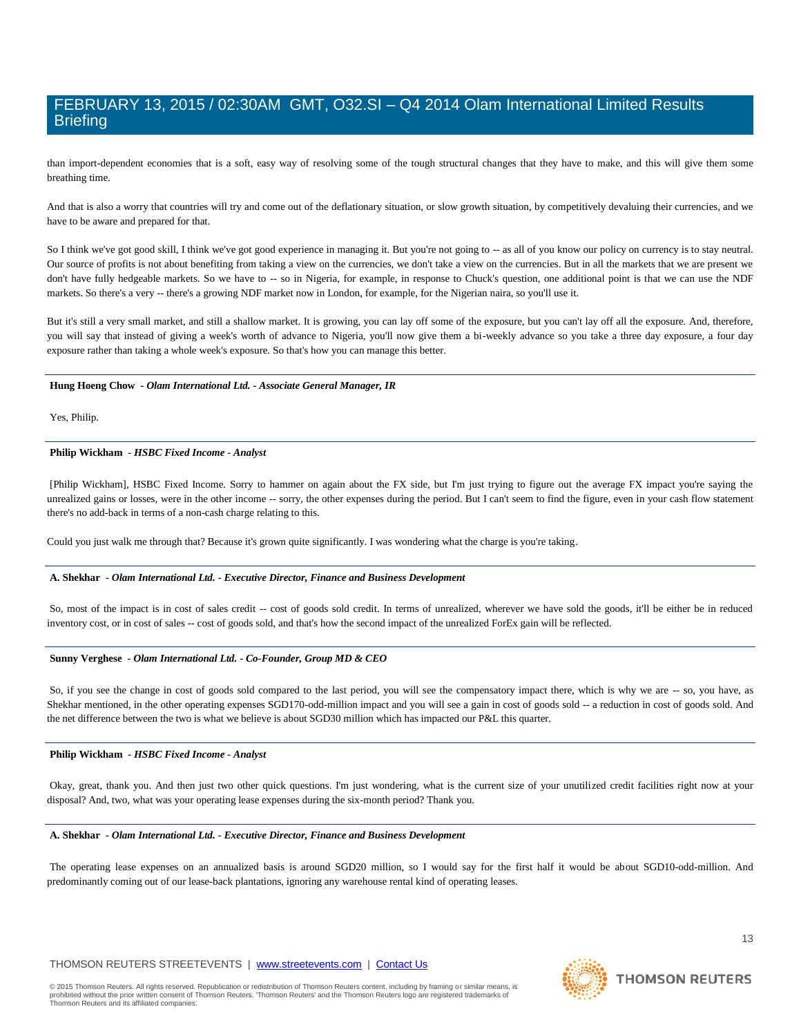than import-dependent economies that is a soft, easy way of resolving some of the tough structural changes that they have to make, and this will give them some breathing time.

And that is also a worry that countries will try and come out of the deflationary situation, or slow growth situation, by competitively devaluing their currencies, and we have to be aware and prepared for that.

So I think we've got good skill, I think we've got good experience in managing it. But you're not going to -- as all of you know our policy on currency is to stay neutral. Our source of profits is not about benefiting from taking a view on the currencies, we don't take a view on the currencies. But in all the markets that we are present we don't have fully hedgeable markets. So we have to -- so in Nigeria, for example, in response to Chuck's question, one additional point is that we can use the NDF markets. So there's a very -- there's a growing NDF market now in London, for example, for the Nigerian naira, so you'll use it.

But it's still a very small market, and still a shallow market. It is growing, you can lay off some of the exposure, but you can't lay off all the exposure. And, therefore, you will say that instead of giving a week's worth of advance to Nigeria, you'll now give them a bi-weekly advance so you take a three day exposure, a four day exposure rather than taking a whole week's exposure. So that's how you can manage this better.

---

**Hung Hoeng Chow** *- Olam International Ltd. - Associate General Manager, IR*

Yes, Philip.

---

**Philip Wickham** *- HSBC Fixed Income - Analyst*

[Philip Wickham], HSBC Fixed Income. Sorry to hammer on again about the FX side, but I'm just trying to figure out the average FX impact you're saying the unrealized gains or losses, were in the other income -- sorry, the other expenses during the period. But I can't seem to find the figure, even in your cash flow statement there's no add-back in terms of a non-cash charge relating to this.

Could you just walk me through that? Because it's grown quite significantly. I was wondering what the charge is you're taking.

---

**A. Shekhar** *- Olam International Ltd. - Executive Director, Finance and Business Development*

So, most of the impact is in cost of sales credit -- cost of goods sold credit. In terms of unrealized, wherever we have sold the goods, it'll be either be in reduced inventory cost, or in cost of sales -- cost of goods sold, and that's how the second impact of the unrealized ForEx gain will be reflected.

---

**Sunny Verghese** *- Olam International Ltd. - Co-Founder, Group MD & CEO*

So, if you see the change in cost of goods sold compared to the last period, you will see the compensatory impact there, which is why we are -- so, you have, as Shekhar mentioned, in the other operating expenses SGD170-odd-million impact and you will see a gain in cost of goods sold -- a reduction in cost of goods sold. And the net difference between the two is what we believe is about SGD30 million which has impacted our P&L this quarter.

---

**Philip Wickham** *- HSBC Fixed Income - Analyst*

Okay, great, thank you. And then just two other quick questions. I'm just wondering, what is the current size of your unutilized credit facilities right now at your disposal? And, two, what was your operating lease expenses during the six-month period? Thank you.

---

**A. Shekhar** *- Olam International Ltd. - Executive Director, Finance and Business Development*

The operating lease expenses on an annualized basis is around SGD20 million, so I would say for the first half it would be about SGD10-odd-million. And predominantly coming out of our lease-back plantations, ignoring any warehouse rental kind of operating leases.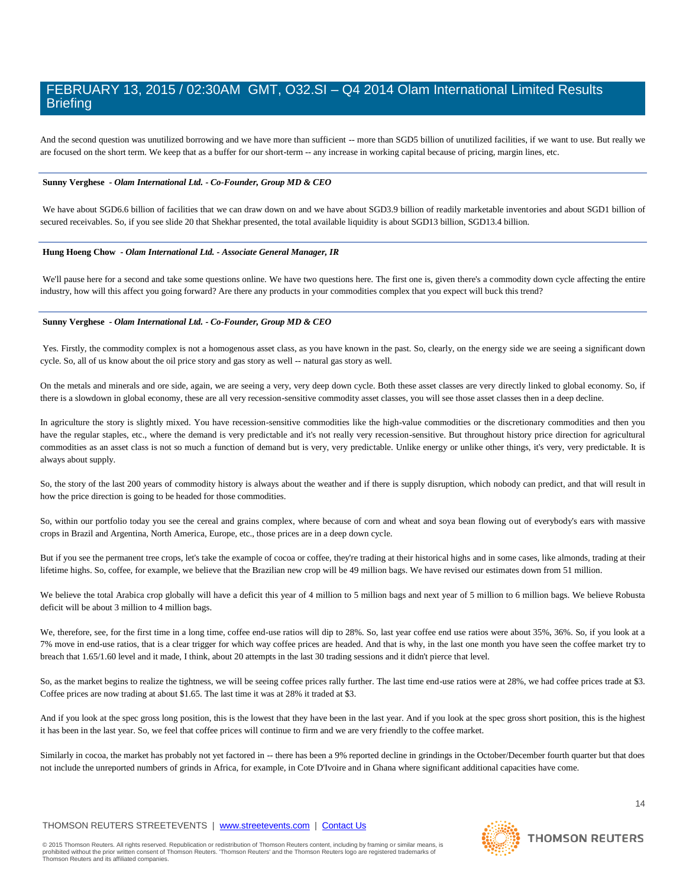And the second question was unutilized borrowing and we have more than sufficient -- more than SGD5 billion of unutilized facilities, if we want to use. But really we are focused on the short term. We keep that as a buffer for our short-term -- any increase in working capital because of pricing, margin lines, etc.

---

**Sunny Verghese** - ***Olam International Ltd. - Co-Founder, Group MD & CEO***

We have about SGD6.6 billion of facilities that we can draw down on and we have about SGD3.9 billion of readily marketable inventories and about SGD1 billion of secured receivables. So, if you see slide 20 that Shekhar presented, the total available liquidity is about SGD13 billion, SGD13.4 billion.

---

**Hung Hoeng Chow** - ***Olam International Ltd. - Associate General Manager, IR***

We'll pause here for a second and take some questions online. We have two questions here. The first one is, given there's a commodity down cycle affecting the entire industry, how will this affect you going forward? Are there any products in your commodities complex that you expect will buck this trend?

---

**Sunny Verghese** - ***Olam International Ltd. - Co-Founder, Group MD & CEO***

Yes. Firstly, the commodity complex is not a homogenous asset class, as you have known in the past. So, clearly, on the energy side we are seeing a significant down cycle. So, all of us know about the oil price story and gas story as well -- natural gas story as well.

On the metals and minerals and ore side, again, we are seeing a very, very deep down cycle. Both these asset classes are very directly linked to global economy. So, if there is a slowdown in global economy, these are all very recession-sensitive commodity asset classes, you will see those asset classes then in a deep decline.

In agriculture the story is slightly mixed. You have recession-sensitive commodities like the high-value commodities or the discretionary commodities and then you have the regular staples, etc., where the demand is very predictable and it's not really very recession-sensitive. But throughout history price direction for agricultural commodities as an asset class is not so much a function of demand but is very, very predictable. Unlike energy or unlike other things, it's very, very predictable. It is always about supply.

So, the story of the last 200 years of commodity history is always about the weather and if there is supply disruption, which nobody can predict, and that will result in how the price direction is going to be headed for those commodities.

So, within our portfolio today you see the cereal and grains complex, where because of corn and wheat and soya bean flowing out of everybody's ears with massive crops in Brazil and Argentina, North America, Europe, etc., those prices are in a deep down cycle.

But if you see the permanent tree crops, let's take the example of cocoa or coffee, they're trading at their historical highs and in some cases, like almonds, trading at their lifetime highs. So, coffee, for example, we believe that the Brazilian new crop will be 49 million bags. We have revised our estimates down from 51 million.

We believe the total Arabica crop globally will have a deficit this year of 4 million to 5 million bags and next year of 5 million to 6 million bags. We believe Robusta deficit will be about 3 million to 4 million bags.

We, therefore, see, for the first time in a long time, coffee end-use ratios will dip to 28%. So, last year coffee end use ratios were about 35%, 36%. So, if you look at a 7% move in end-use ratios, that is a clear trigger for which way coffee prices are headed. And that is why, in the last one month you have seen the coffee market try to breach that 1.65/1.60 level and it made, I think, about 20 attempts in the last 30 trading sessions and it didn't pierce that level.

So, as the market begins to realize the tightness, we will be seeing coffee prices rally further. The last time end-use ratios were at 28%, we had coffee prices trade at $3. Coffee prices are now trading at about $1.65. The last time it was at 28% it traded at $3.

And if you look at the spec gross long position, this is the lowest that they have been in the last year. And if you look at the spec gross short position, this is the highest it has been in the last year. So, we feel that coffee prices will continue to firm and we are very friendly to the coffee market.

Similarly in cocoa, the market has probably not yet factored in -- there has been a 9% reported decline in grindings in the October/December fourth quarter but that does not include the unreported numbers of grinds in Africa, for example, in Cote D'Ivoire and in Ghana where significant additional capacities have come.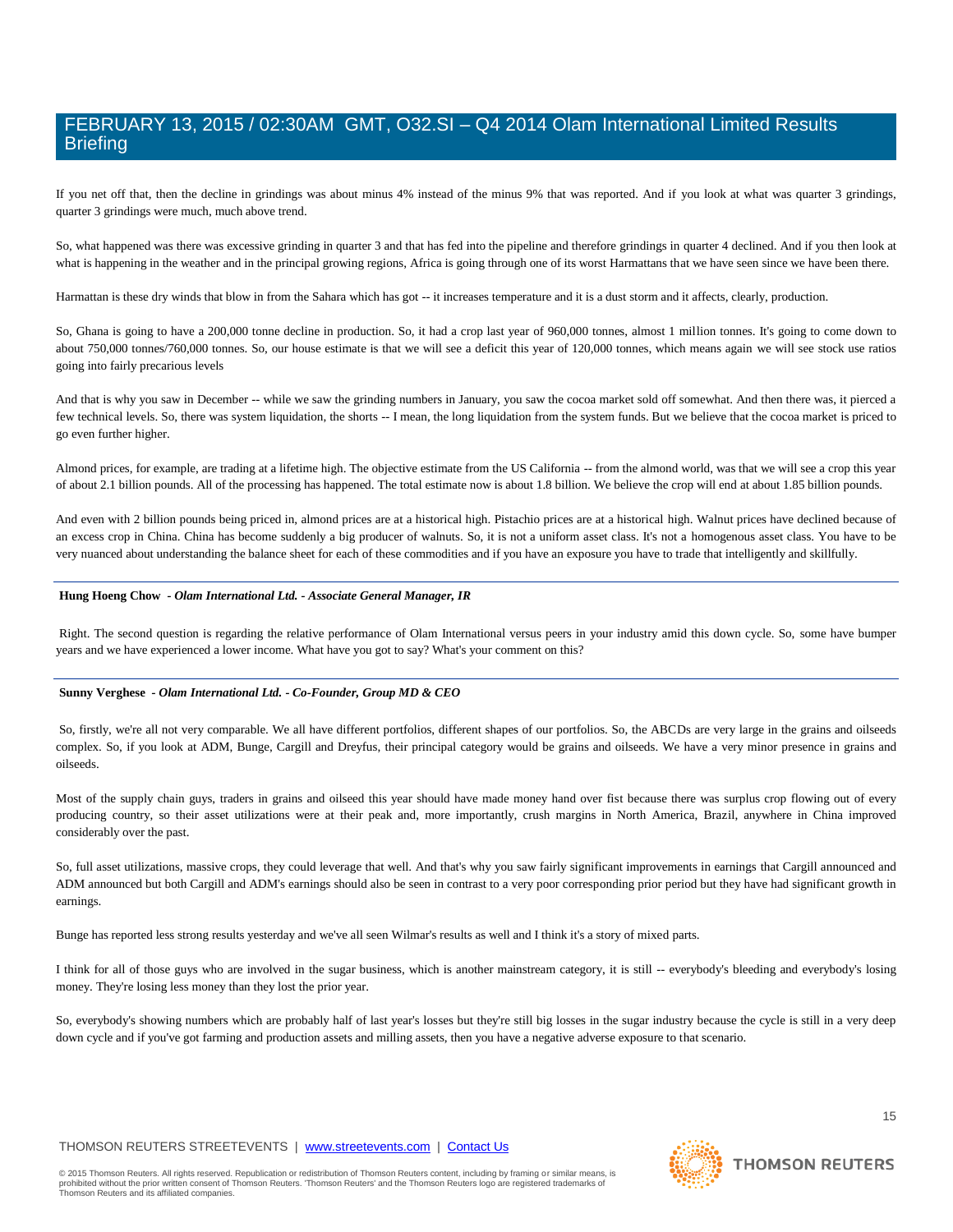If you net off that, then the decline in grindings was about minus 4% instead of the minus 9% that was reported. And if you look at what was quarter 3 grindings, quarter 3 grindings were much, much above trend.

So, what happened was there was excessive grinding in quarter 3 and that has fed into the pipeline and therefore grindings in quarter 4 declined. And if you then look at what is happening in the weather and in the principal growing regions, Africa is going through one of its worst Harmattans that we have seen since we have been there.

Harmattan is these dry winds that blow in from the Sahara which has got -- it increases temperature and it is a dust storm and it affects, clearly, production.

So, Ghana is going to have a 200,000 tonne decline in production. So, it had a crop last year of 960,000 tonnes, almost 1 million tonnes. It's going to come down to about 750,000 tonnes/760,000 tonnes. So, our house estimate is that we will see a deficit this year of 120,000 tonnes, which means again we will see stock use ratios going into fairly precarious levels

And that is why you saw in December -- while we saw the grinding numbers in January, you saw the cocoa market sold off somewhat. And then there was, it pierced a few technical levels. So, there was system liquidation, the shorts -- I mean, the long liquidation from the system funds. But we believe that the cocoa market is priced to go even further higher.

Almond prices, for example, are trading at a lifetime high. The objective estimate from the US California -- from the almond world, was that we will see a crop this year of about 2.1 billion pounds. All of the processing has happened. The total estimate now is about 1.8 billion. We believe the crop will end at about 1.85 billion pounds.

And even with 2 billion pounds being priced in, almond prices are at a historical high. Pistachio prices are at a historical high. Walnut prices have declined because of an excess crop in China. China has become suddenly a big producer of walnuts. So, it is not a uniform asset class. It's not a homogenous asset class. You have to be very nuanced about understanding the balance sheet for each of these commodities and if you have an exposure you have to trade that intelligently and skillfully.

---

**Hung Hoeng Chow** *- Olam International Ltd. - Associate General Manager, IR*

Right. The second question is regarding the relative performance of Olam International versus peers in your industry amid this down cycle. So, some have bumper years and we have experienced a lower income. What have you got to say? What's your comment on this?

---

**Sunny Verghese** *- Olam International Ltd. - Co-Founder, Group MD & CEO*

So, firstly, we're all not very comparable. We all have different portfolios, different shapes of our portfolios. So, the ABCDs are very large in the grains and oilseeds complex. So, if you look at ADM, Bunge, Cargill and Dreyfus, their principal category would be grains and oilseeds. We have a very minor presence in grains and oilseeds.

Most of the supply chain guys, traders in grains and oilseed this year should have made money hand over fist because there was surplus crop flowing out of every producing country, so their asset utilizations were at their peak and, more importantly, crush margins in North America, Brazil, anywhere in China improved considerably over the past.

So, full asset utilizations, massive crops, they could leverage that well. And that's why you saw fairly significant improvements in earnings that Cargill announced and ADM announced but both Cargill and ADM's earnings should also be seen in contrast to a very poor corresponding prior period but they have had significant growth in earnings.

Bunge has reported less strong results yesterday and we've all seen Wilmar's results as well and I think it's a story of mixed parts.

I think for all of those guys who are involved in the sugar business, which is another mainstream category, it is still -- everybody's bleeding and everybody's losing money. They're losing less money than they lost the prior year.

So, everybody's showing numbers which are probably half of last year's losses but they're still big losses in the sugar industry because the cycle is still in a very deep down cycle and if you've got farming and production assets and milling assets, then you have a negative adverse exposure to that scenario.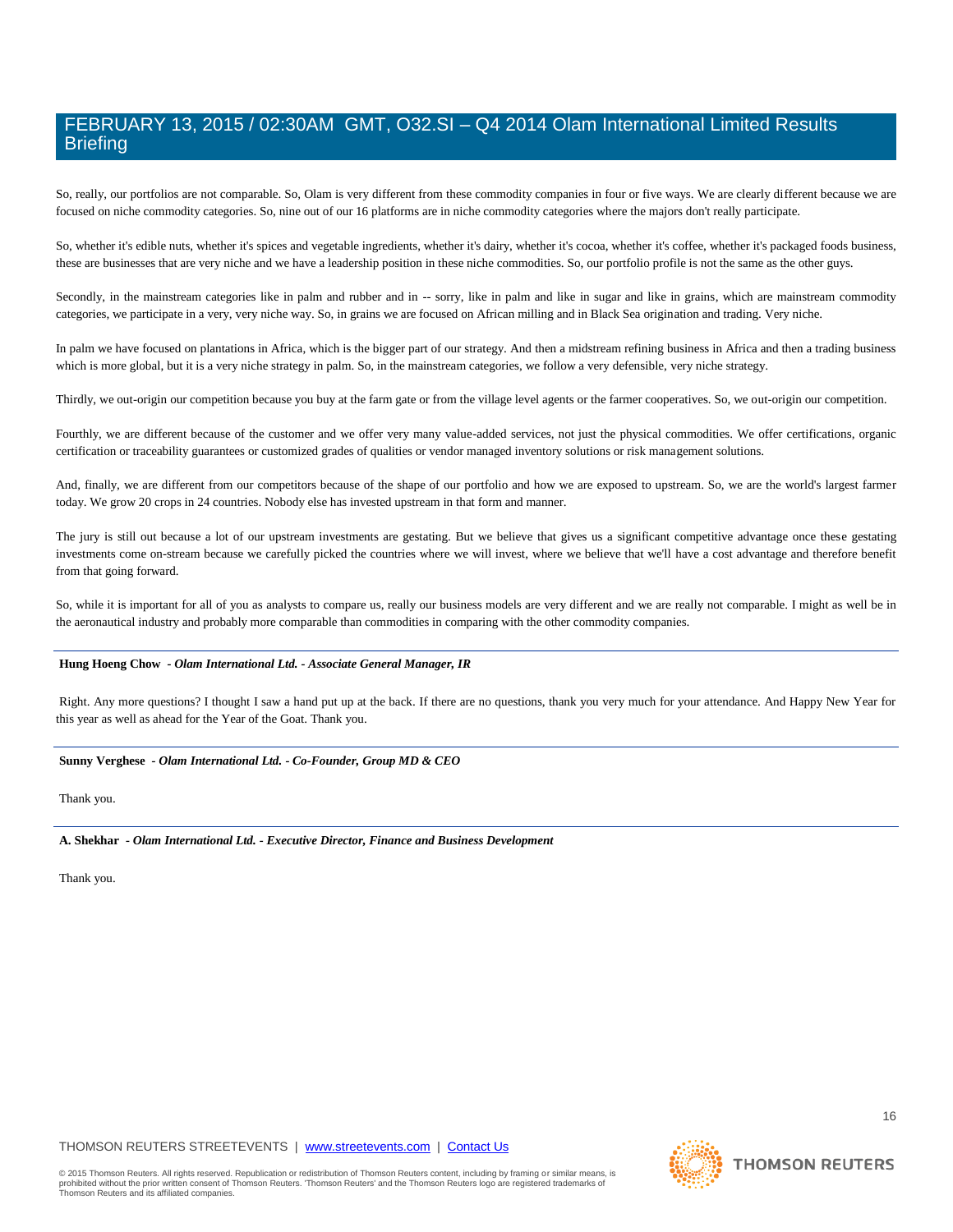So, really, our portfolios are not comparable. So, Olam is very different from these commodity companies in four or five ways. We are clearly different because we are focused on niche commodity categories. So, nine out of our 16 platforms are in niche commodity categories where the majors don't really participate.

So, whether it's edible nuts, whether it's spices and vegetable ingredients, whether it's dairy, whether it's cocoa, whether it's coffee, whether it's packaged foods business, these are businesses that are very niche and we have a leadership position in these niche commodities. So, our portfolio profile is not the same as the other guys.

Secondly, in the mainstream categories like in palm and rubber and in -- sorry, like in palm and like in sugar and like in grains, which are mainstream commodity categories, we participate in a very, very niche way. So, in grains we are focused on African milling and in Black Sea origination and trading. Very niche.

In palm we have focused on plantations in Africa, which is the bigger part of our strategy. And then a midstream refining business in Africa and then a trading business which is more global, but it is a very niche strategy in palm. So, in the mainstream categories, we follow a very defensible, very niche strategy.

Thirdly, we out-origin our competition because you buy at the farm gate or from the village level agents or the farmer cooperatives. So, we out-origin our competition.

Fourthly, we are different because of the customer and we offer very many value-added services, not just the physical commodities. We offer certifications, organic certification or traceability guarantees or customized grades of qualities or vendor managed inventory solutions or risk management solutions.

And, finally, we are different from our competitors because of the shape of our portfolio and how we are exposed to upstream. So, we are the world's largest farmer today. We grow 20 crops in 24 countries. Nobody else has invested upstream in that form and manner.

The jury is still out because a lot of our upstream investments are gestating. But we believe that gives us a significant competitive advantage once these gestating investments come on-stream because we carefully picked the countries where we will invest, where we believe that we'll have a cost advantage and therefore benefit from that going forward.

So, while it is important for all of you as analysts to compare us, really our business models are very different and we are really not comparable. I might as well be in the aeronautical industry and probably more comparable than commodities in comparing with the other commodity companies.

---

**Hung Hoeng Chow** *- Olam International Ltd. - Associate General Manager, IR*

Right. Any more questions? I thought I saw a hand put up at the back. If there are no questions, thank you very much for your attendance. And Happy New Year for this year as well as ahead for the Year of the Goat. Thank you.

---

**Sunny Verghese** *- Olam International Ltd. - Co-Founder, Group MD & CEO*

Thank you.

---

**A. Shekhar** *- Olam International Ltd. - Executive Director, Finance and Business Development*

Thank you.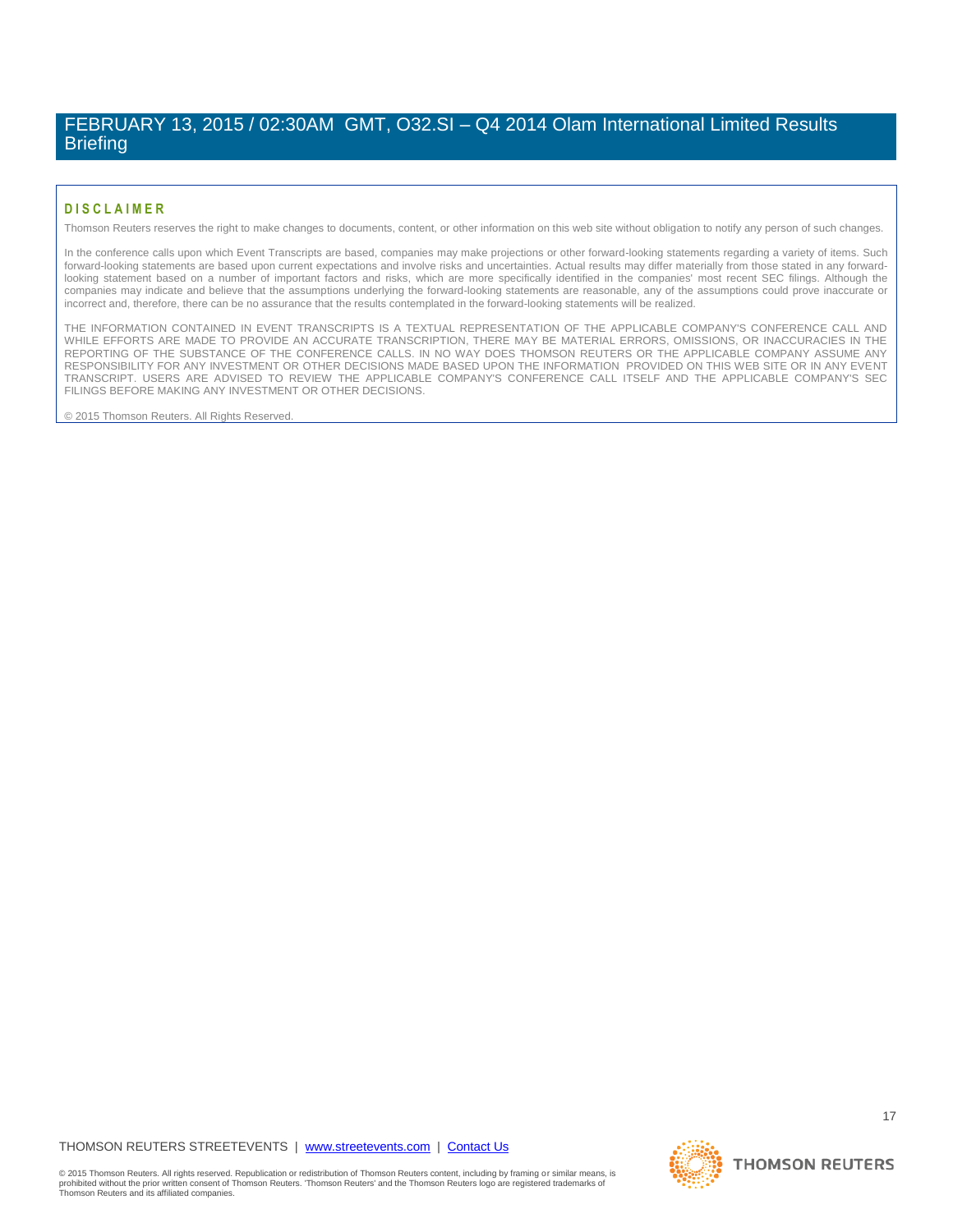## DISCLAIMER

Thomson Reuters reserves the right to make changes to documents, content, or other information on this web site without obligation to notify any person of such changes.

In the conference calls upon which Event Transcripts are based, companies may make projections or other forward-looking statements regarding a variety of items. Such forward-looking statements are based upon current expectations and involve risks and uncertainties. Actual results may differ materially from those stated in any forward-looking statement based on a number of important factors and risks, which are more specifically identified in the companies' most recent SEC filings. Although the companies may indicate and believe that the assumptions underlying the forward-looking statements are reasonable, any of the assumptions could prove inaccurate or incorrect and, therefore, there can be no assurance that the results contemplated in the forward-looking statements will be realized.

THE INFORMATION CONTAINED IN EVENT TRANSCRIPTS IS A TEXTUAL REPRESENTATION OF THE APPLICABLE COMPANY'S CONFERENCE CALL AND WHILE EFFORTS ARE MADE TO PROVIDE AN ACCURATE TRANSCRIPTION, THERE MAY BE MATERIAL ERRORS, OMISSIONS, OR INACCURACIES IN THE REPORTING OF THE SUBSTANCE OF THE CONFERENCE CALLS. IN NO WAY DOES THOMSON REUTERS OR THE APPLICABLE COMPANY ASSUME ANY RESPONSIBILITY FOR ANY INVESTMENT OR OTHER DECISIONS MADE BASED UPON THE INFORMATION PROVIDED ON THIS WEB SITE OR IN ANY EVENT TRANSCRIPT. USERS ARE ADVISED TO REVIEW THE APPLICABLE COMPANY'S CONFERENCE CALL ITSELF AND THE APPLICABLE COMPANY'S SEC FILINGS BEFORE MAKING ANY INVESTMENT OR OTHER DECISIONS.

© 2015 Thomson Reuters. All Rights Reserved.